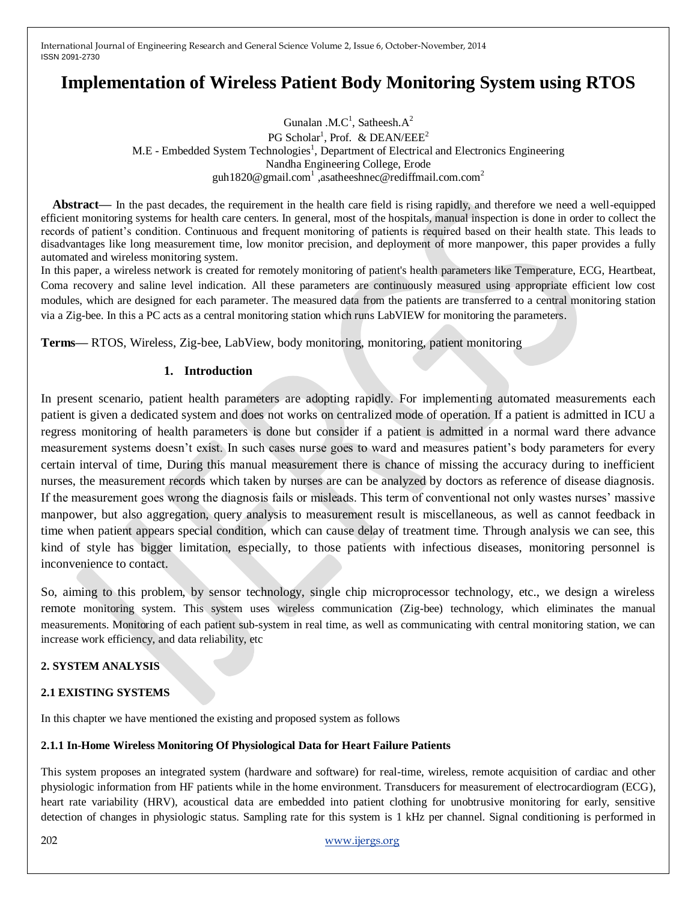# Implementation of Wireless Patient Body Monitoring System using RTOS

Gunalan .M.C[1], Satheesh.A[2]

PG Scholar[1], Prof. & DEAN/EEE[2]

M.E - Embedded System Technologies[1], Department of Electrical and Electronics Engineering

Nandha Engineering College, Erode

guh1820@gmail.com[1] ,asatheeshnec@rediffmail.com.com[2]

**Abstract—** In the past decades, the requirement in the health care field is rising rapidly, and therefore we need a well-equipped efficient monitoring systems for health care centers. In general, most of the hospitals, manual inspection is done in order to collect the records of patient's condition. Continuous and frequent monitoring of patients is required based on their health state. This leads to disadvantages like long measurement time, low monitor precision, and deployment of more manpower, this paper provides a fully automated and wireless monitoring system.

In this paper, a wireless network is created for remotely monitoring of patient's health parameters like Temperature, ECG, Heartbeat, Coma recovery and saline level indication. All these parameters are continuously measured using appropriate efficient low cost modules, which are designed for each parameter. The measured data from the patients are transferred to a central monitoring station via a Zig-bee. In this a PC acts as a central monitoring station which runs LabVIEW for monitoring the parameters.

**Terms—** RTOS, Wireless, Zig-bee, LabView, body monitoring, monitoring, patient monitoring

## 1. Introduction

In present scenario, patient health parameters are adopting rapidly. For implementing automated measurements each patient is given a dedicated system and does not works on centralized mode of operation. If a patient is admitted in ICU a regress monitoring of health parameters is done but consider if a patient is admitted in a normal ward there advance measurement systems doesn't exist. In such cases nurse goes to ward and measures patient's body parameters for every certain interval of time, During this manual measurement there is chance of missing the accuracy during to inefficient nurses, the measurement records which taken by nurses are can be analyzed by doctors as reference of disease diagnosis. If the measurement goes wrong the diagnosis fails or misleads. This term of conventional not only wastes nurses' massive manpower, but also aggregation, query analysis to measurement result is miscellaneous, as well as cannot feedback in time when patient appears special condition, which can cause delay of treatment time. Through analysis we can see, this kind of style has bigger limitation, especially, to those patients with infectious diseases, monitoring personnel is inconvenience to contact.

So, aiming to this problem, by sensor technology, single chip microprocessor technology, etc., we design a wireless remote monitoring system. This system uses wireless communication (Zig-bee) technology, which eliminates the manual measurements. Monitoring of each patient sub-system in real time, as well as communicating with central monitoring station, we can increase work efficiency, and data reliability, etc

## 2. SYSTEM ANALYSIS

### 2.1 EXISTING SYSTEMS

In this chapter we have mentioned the existing and proposed system as follows

#### 2.1.1 In-Home Wireless Monitoring Of Physiological Data for Heart Failure Patients

This system proposes an integrated system (hardware and software) for real-time, wireless, remote acquisition of cardiac and other physiologic information from HF patients while in the home environment. Transducers for measurement of electrocardiogram (ECG), heart rate variability (HRV), acoustical data are embedded into patient clothing for unobtrusive monitoring for early, sensitive detection of changes in physiologic status. Sampling rate for this system is 1 kHz per channel. Signal conditioning is performed in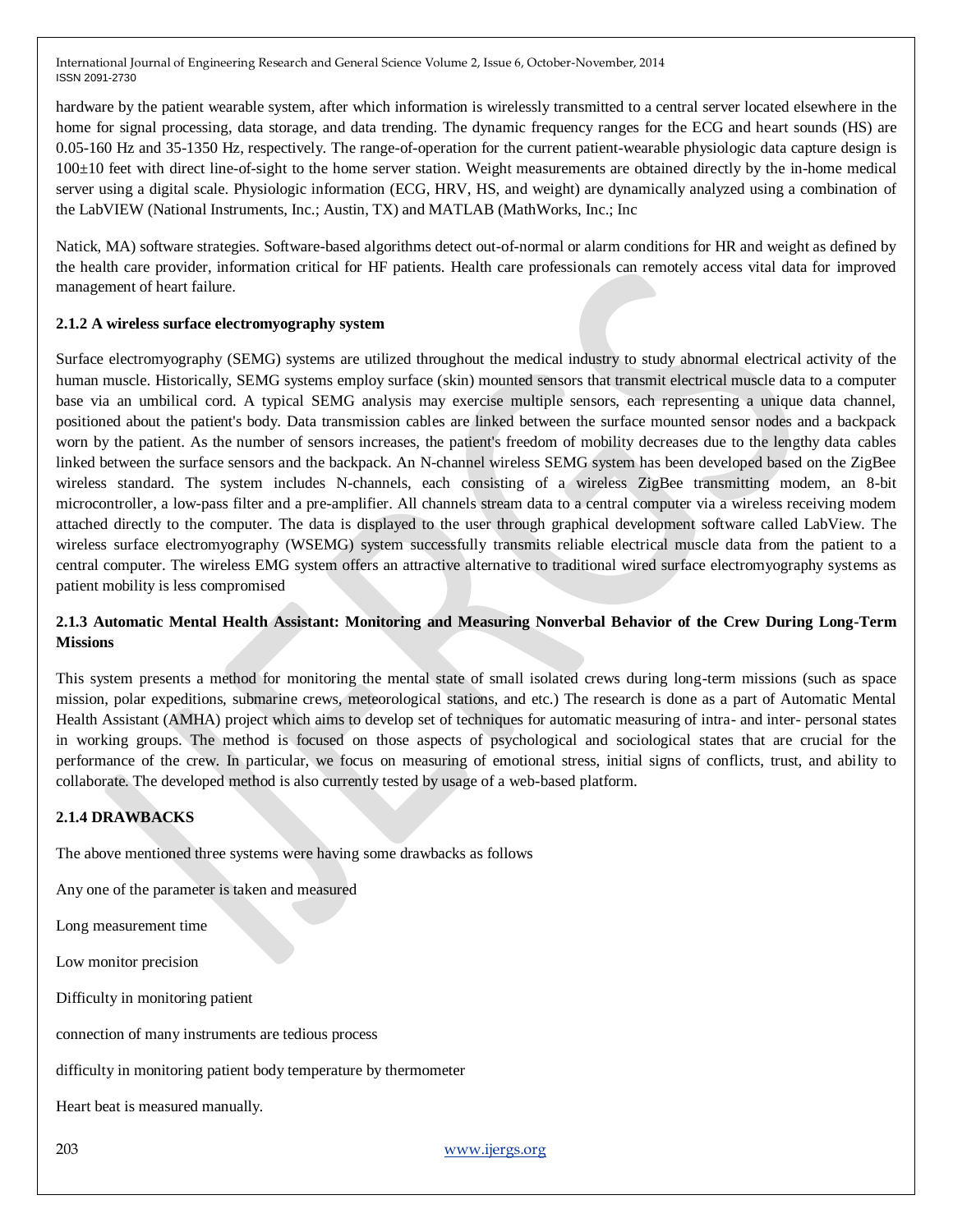hardware by the patient wearable system, after which information is wirelessly transmitted to a central server located elsewhere in the home for signal processing, data storage, and data trending. The dynamic frequency ranges for the ECG and heart sounds (HS) are 0.05-160 Hz and 35-1350 Hz, respectively. The range-of-operation for the current patient-wearable physiologic data capture design is $100\pm10$ feet with direct line-of-sight to the home server station. Weight measurements are obtained directly by the in-home medical server using a digital scale. Physiologic information (ECG, HRV, HS, and weight) are dynamically analyzed using a combination of the LabVIEW (National Instruments, Inc.; Austin, TX) and MATLAB (MathWorks, Inc.; Inc

Natick, MA) software strategies. Software-based algorithms detect out-of-normal or alarm conditions for HR and weight as defined by the health care provider, information critical for HF patients. Health care professionals can remotely access vital data for improved management of heart failure.

#### 2.1.2 A wireless surface electromyography system

Surface electromyography (SEMG) systems are utilized throughout the medical industry to study abnormal electrical activity of the human muscle. Historically, SEMG systems employ surface (skin) mounted sensors that transmit electrical muscle data to a computer base via an umbilical cord. A typical SEMG analysis may exercise multiple sensors, each representing a unique data channel, positioned about the patient's body. Data transmission cables are linked between the surface mounted sensor nodes and a backpack worn by the patient. As the number of sensors increases, the patient's freedom of mobility decreases due to the lengthy data cables linked between the surface sensors and the backpack. An N-channel wireless SEMG system has been developed based on the ZigBee wireless standard. The system includes N-channels, each consisting of a wireless ZigBee transmitting modem, an 8-bit microcontroller, a low-pass filter and a pre-amplifier. All channels stream data to a central computer via a wireless receiving modem attached directly to the computer. The data is displayed to the user through graphical development software called LabView. The wireless surface electromyography (WSEMG) system successfully transmits reliable electrical muscle data from the patient to a central computer. The wireless EMG system offers an attractive alternative to traditional wired surface electromyography systems as patient mobility is less compromised

#### 2.1.3 Automatic Mental Health Assistant: Monitoring and Measuring Nonverbal Behavior of the Crew During Long-Term Missions

This system presents a method for monitoring the mental state of small isolated crews during long-term missions (such as space mission, polar expeditions, submarine crews, meteorological stations, and etc.) The research is done as a part of Automatic Mental Health Assistant (AMHA) project which aims to develop set of techniques for automatic measuring of intra- and inter- personal states in working groups. The method is focused on those aspects of psychological and sociological states that are crucial for the performance of the crew. In particular, we focus on measuring of emotional stress, initial signs of conflicts, trust, and ability to collaborate. The developed method is also currently tested by usage of a web-based platform.

#### 2.1.4 DRAWBACKS

The above mentioned three systems were having some drawbacks as follows

Any one of the parameter is taken and measured

Long measurement time

Low monitor precision

Difficulty in monitoring patient

connection of many instruments are tedious process

difficulty in monitoring patient body temperature by thermometer

Heart beat is measured manually.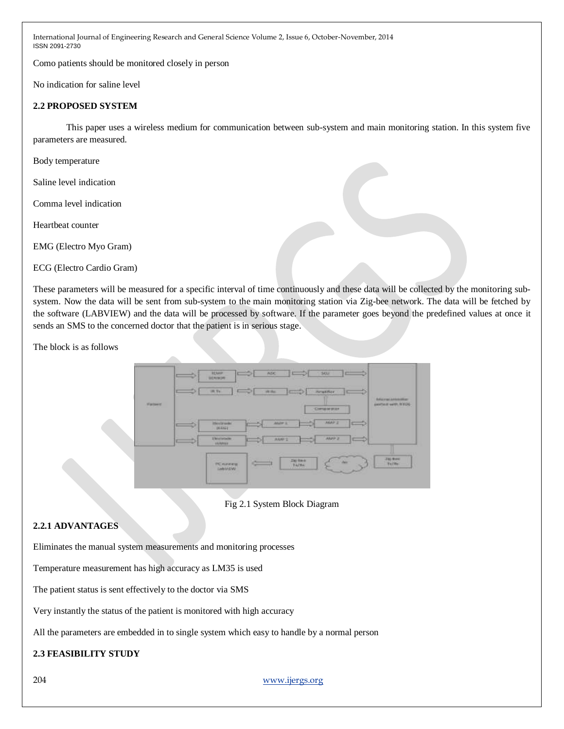Como patients should be monitored closely in person

No indication for saline level

### 2.2 PROPOSED SYSTEM

This paper uses a wireless medium for communication between sub-system and main monitoring station. In this system five parameters are measured.

Body temperature

Saline level indication

Comma level indication

Heartbeat counter

EMG (Electro Myo Gram)

ECG (Electro Cardio Gram)

These parameters will be measured for a specific interval of time continuously and these data will be collected by the monitoring sub-system. Now the data will be sent from sub-system to the main monitoring station via Zig-bee network. The data will be fetched by the software (LABVIEW) and the data will be processed by software. If the parameter goes beyond the predefined values at once it sends an SMS to the concerned doctor that the patient is in serious stage.

The block is as follows

Fig 2.1 System Block Diagram

#### 2.2.1 ADVANTAGES

Eliminates the manual system measurements and monitoring processes

Temperature measurement has high accuracy as LM35 is used

The patient status is sent effectively to the doctor via SMS

Very instantly the status of the patient is monitored with high accuracy

All the parameters are embedded in to single system which easy to handle by a normal person

### 2.3 FEASIBILITY STUDY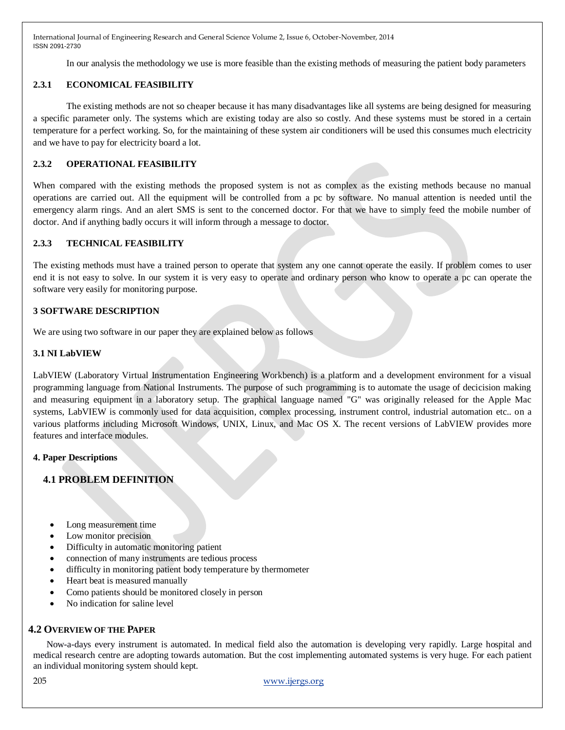In our analysis the methodology we use is more feasible than the existing methods of measuring the patient body parameters

### 2.3.1 ECONOMICAL FEASIBILITY

The existing methods are not so cheaper because it has many disadvantages like all systems are being designed for measuring a specific parameter only. The systems which are existing today are also so costly. And these systems must be stored in a certain temperature for a perfect working. So, for the maintaining of these system air conditioners will be used this consumes much electricity and we have to pay for electricity board a lot.

### 2.3.2 OPERATIONAL FEASIBILITY

When compared with the existing methods the proposed system is not as complex as the existing methods because no manual operations are carried out. All the equipment will be controlled from a pc by software. No manual attention is needed until the emergency alarm rings. And an alert SMS is sent to the concerned doctor. For that we have to simply feed the mobile number of doctor. And if anything badly occurs it will inform through a message to doctor.

### 2.3.3 TECHNICAL FEASIBILITY

The existing methods must have a trained person to operate that system any one cannot operate the easily. If problem comes to user end it is not easy to solve. In our system it is very easy to operate and ordinary person who know to operate a pc can operate the software very easily for monitoring purpose.

## 3 SOFTWARE DESCRIPTION

We are using two software in our paper they are explained below as follows

### 3.1 NI LabVIEW

LabVIEW (Laboratory Virtual Instrumentation Engineering Workbench) is a platform and a development environment for a visual programming language from National Instruments. The purpose of such programming is to automate the usage of decicision making and measuring equipment in a laboratory setup. The graphical language named "G" was originally released for the Apple Mac systems, LabVIEW is commonly used for data acquisition, complex processing, instrument control, industrial automation etc.. on a various platforms including Microsoft Windows, UNIX, Linux, and Mac OS X. The recent versions of LabVIEW provides more features and interface modules.

## 4. Paper Descriptions

### 4.1 PROBLEM DEFINITION

- Long measurement time
- Low monitor precision
- Difficulty in automatic monitoring patient
- connection of many instruments are tedious process
- difficulty in monitoring patient body temperature by thermometer
- Heart beat is measured manually
- Como patients should be monitored closely in person
- No indication for saline level

### 4.2 OVERVIEW OF THE PAPER

Now-a-days every instrument is automated. In medical field also the automation is developing very rapidly. Large hospital and medical research centre are adopting towards automation. But the cost implementing automated systems is very huge. For each patient an individual monitoring system should kept.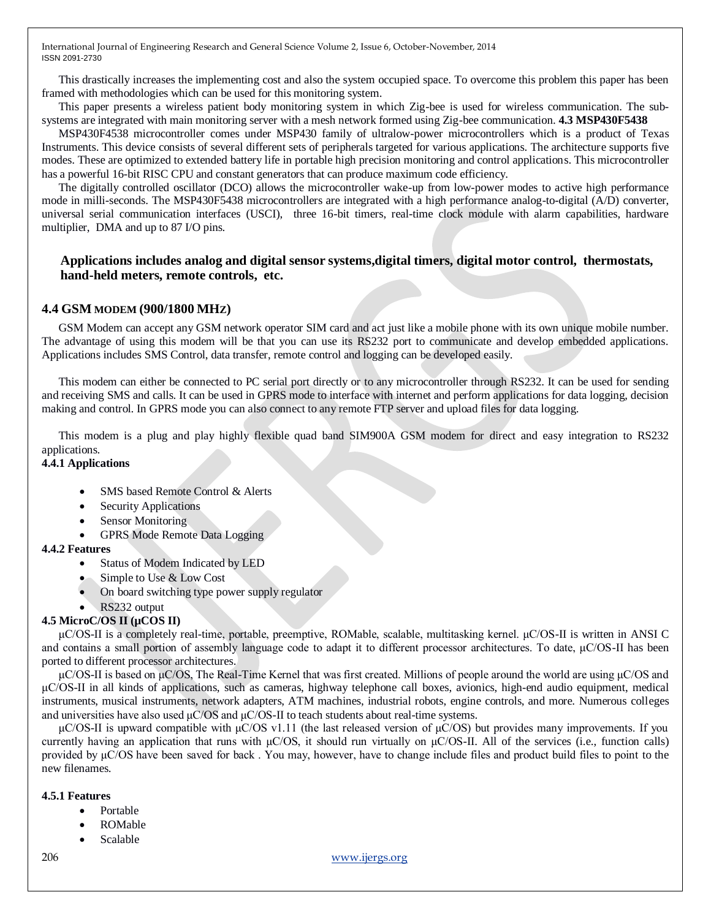This drastically increases the implementing cost and also the system occupied space. To overcome this problem this paper has been framed with methodologies which can be used for this monitoring system.

This paper presents a wireless patient body monitoring system in which Zig-bee is used for wireless communication. The sub-systems are integrated with main monitoring server with a mesh network formed using Zig-bee communication. **4.3 MSP430F5438**

MSP430F4538 microcontroller comes under MSP430 family of ultralow-power microcontrollers which is a product of Texas Instruments. This device consists of several different sets of peripherals targeted for various applications. The architecture supports five modes. These are optimized to extended battery life in portable high precision monitoring and control applications. This microcontroller has a powerful 16-bit RISC CPU and constant generators that can produce maximum code efficiency.

The digitally controlled oscillator (DCO) allows the microcontroller wake-up from low-power modes to active high performance mode in milli-seconds. The MSP430F5438 microcontrollers are integrated with a high performance analog-to-digital (A/D) converter, universal serial communication interfaces (USCI), three 16-bit timers, real-time clock module with alarm capabilities, hardware multiplier, DMA and up to 87 I/O pins.

**Applications includes analog and digital sensor systems,digital timers, digital motor control, thermostats, hand-held meters, remote controls, etc.**

### 4.4 GSM MODEM (900/1800 MHZ)

GSM Modem can accept any GSM network operator SIM card and act just like a mobile phone with its own unique mobile number. The advantage of using this modem will be that you can use its RS232 port to communicate and develop embedded applications. Applications includes SMS Control, data transfer, remote control and logging can be developed easily.

This modem can either be connected to PC serial port directly or to any microcontroller through RS232. It can be used for sending and receiving SMS and calls. It can be used in GPRS mode to interface with internet and perform applications for data logging, decision making and control. In GPRS mode you can also connect to any remote FTP server and upload files for data logging.

This modem is a plug and play highly flexible quad band SIM900A GSM modem for direct and easy integration to RS232 applications.

#### 4.4.1 Applications

- SMS based Remote Control & Alerts
- Security Applications
- Sensor Monitoring
- GPRS Mode Remote Data Logging

#### 4.4.2 Features

- Status of Modem Indicated by LED
- Simple to Use & Low Cost
- On board switching type power supply regulator
- RS232 output

### 4.5 MicroC/OS II (μCOS II)

μC/OS-II is a completely real-time, portable, preemptive, ROMable, scalable, multitasking kernel. μC/OS-II is written in ANSI C and contains a small portion of assembly language code to adapt it to different processor architectures. To date, μC/OS-II has been ported to different processor architectures.

μC/OS-II is based on μC/OS, The Real-Time Kernel that was first created. Millions of people around the world are using μC/OS and μC/OS-II in all kinds of applications, such as cameras, highway telephone call boxes, avionics, high-end audio equipment, medical instruments, musical instruments, network adapters, ATM machines, industrial robots, engine controls, and more. Numerous colleges and universities have also used μC/OS and μC/OS-II to teach students about real-time systems.

μC/OS-II is upward compatible with μC/OS v1.11 (the last released version of μC/OS) but provides many improvements. If you currently having an application that runs with μC/OS, it should run virtually on μC/OS-II. All of the services (i.e., function calls) provided by μC/OS have been saved for back . You may, however, have to change include files and product build files to point to the new filenames.

#### 4.5.1 Features

- Portable
- ROMable
- Scalable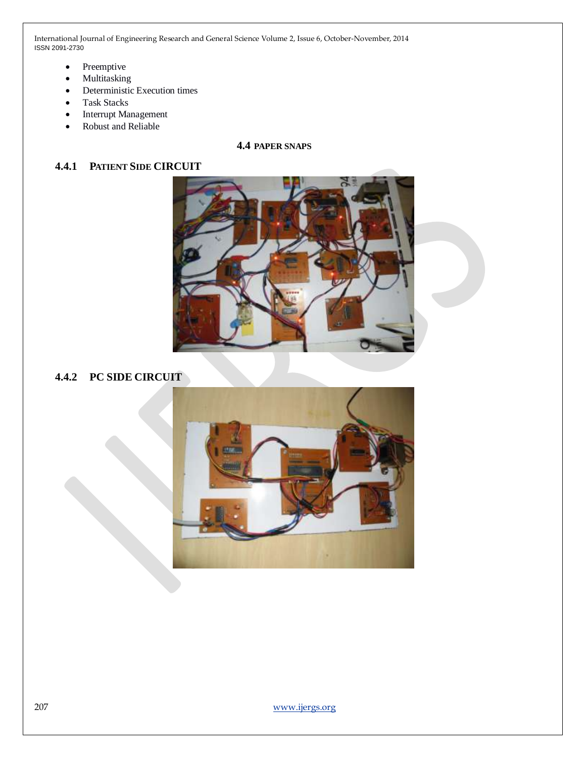- Preemptive
- Multitasking
- Deterministic Execution times
- Task Stacks
- Interrupt Management
- Robust and Reliable

## 4.4 PAPER SNAPS

### 4.4.1 PATIENT SIDE CIRCUIT

### 4.4.2 PC SIDE CIRCUIT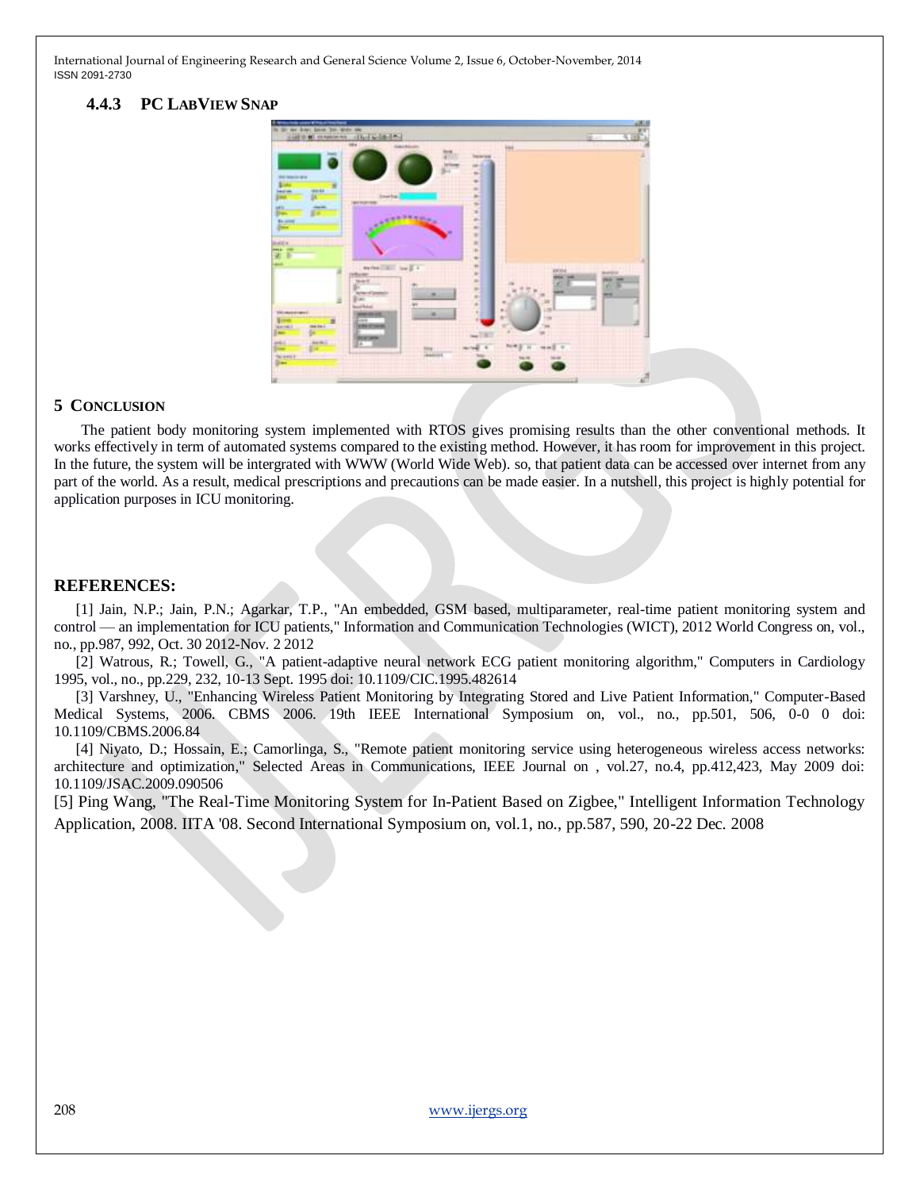### 4.4.3 PC LabView Snap

## 5 Conclusion

The patient body monitoring system implemented with RTOS gives promising results than the other conventional methods. It works effectively in term of automated systems compared to the existing method. However, it has room for improvement in this project. In the future, the system will be intergrated with WWW (World Wide Web). so, that patient data can be accessed over internet from any part of the world. As a result, medical prescriptions and precautions can be made easier. In a nutshell, this project is highly potential for application purposes in ICU monitoring.

## REFERENCES:

[1] Jain, N.P.; Jain, P.N.; Agarkar, T.P., "An embedded, GSM based, multiparameter, real-time patient monitoring system and control — an implementation for ICU patients," Information and Communication Technologies (WICT), 2012 World Congress on, vol., no., pp.987, 992, Oct. 30 2012-Nov. 2 2012

[2] Watrous, R.; Towell, G., "A patient-adaptive neural network ECG patient monitoring algorithm," Computers in Cardiology 1995, vol., no., pp.229, 232, 10-13 Sept. 1995 doi: 10.1109/CIC.1995.482614

[3] Varshney, U., "Enhancing Wireless Patient Monitoring by Integrating Stored and Live Patient Information," Computer-Based Medical Systems, 2006. CBMS 2006. 19th IEEE International Symposium on, vol., no., pp.501, 506, 0-0 0 doi: 10.1109/CBMS.2006.84

[4] Niyato, D.; Hossain, E.; Camorlinga, S., "Remote patient monitoring service using heterogeneous wireless access networks: architecture and optimization," Selected Areas in Communications, IEEE Journal on , vol.27, no.4, pp.412,423, May 2009 doi: 10.1109/JSAC.2009.090506

[5] Ping Wang, "The Real-Time Monitoring System for In-Patient Based on Zigbee," Intelligent Information Technology Application, 2008. IITA '08. Second International Symposium on, vol.1, no., pp.587, 590, 20-22 Dec. 2008